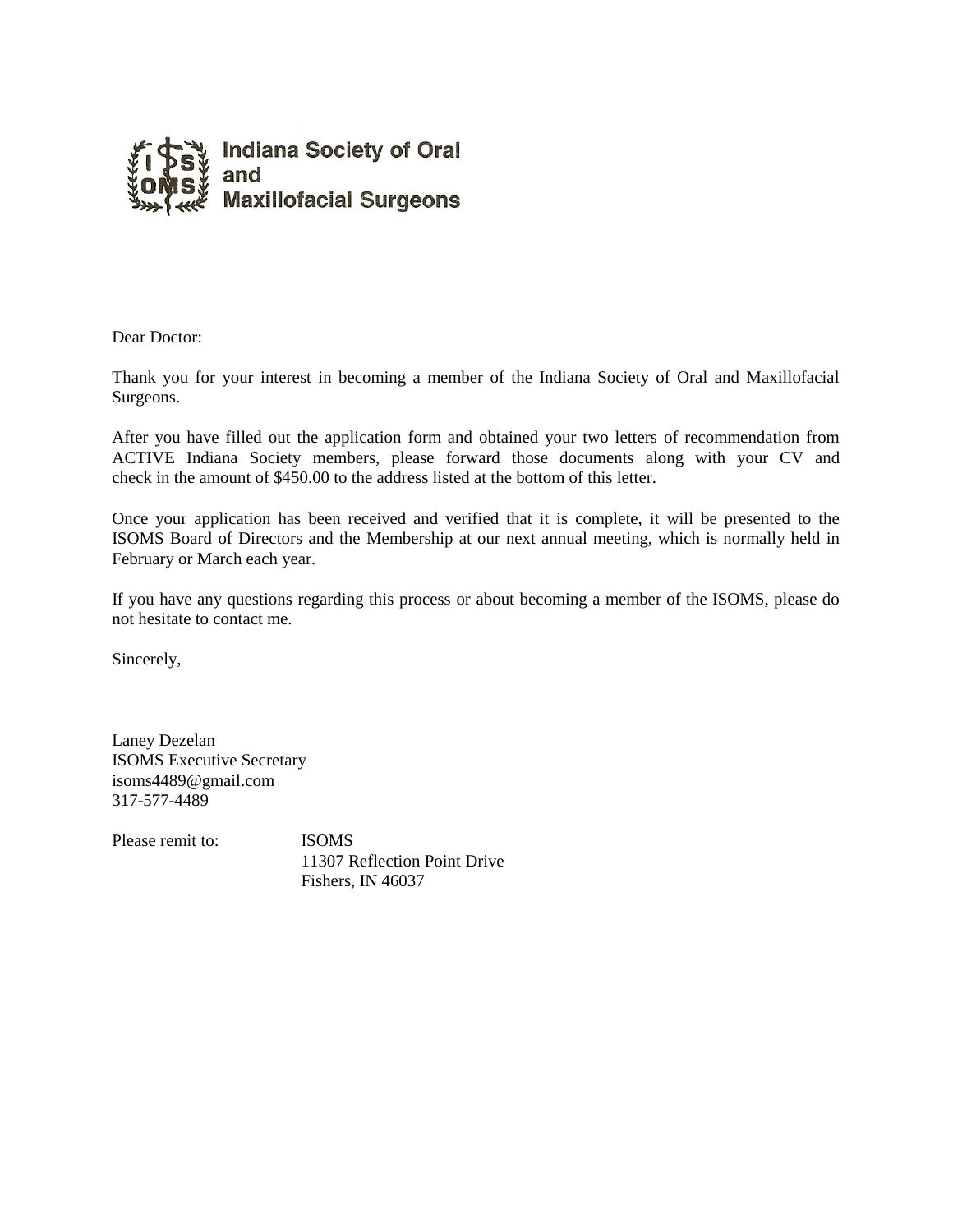**Indiana Society of Oral and Maxillofacial Surgeons**

Dear Doctor:

Thank you for your interest in becoming a member of the Indiana Society of Oral and Maxillofacial Surgeons.

After you have filled out the application form and obtained your two letters of recommendation from ACTIVE Indiana Society members, please forward those documents along with your CV and check in the amount of $450.00 to the address listed at the bottom of this letter.

Once your application has been received and verified that it is complete, it will be presented to the ISOMS Board of Directors and the Membership at our next annual meeting, which is normally held in February or March each year.

If you have any questions regarding this process or about becoming a member of the ISOMS, please do not hesitate to contact me.

Sincerely,

Laney Dezelan
ISOMS Executive Secretary
isoms4489@gmail.com
317-577-4489

Please remit to:
ISOMS
11307 Reflection Point Drive
Fishers, IN 46037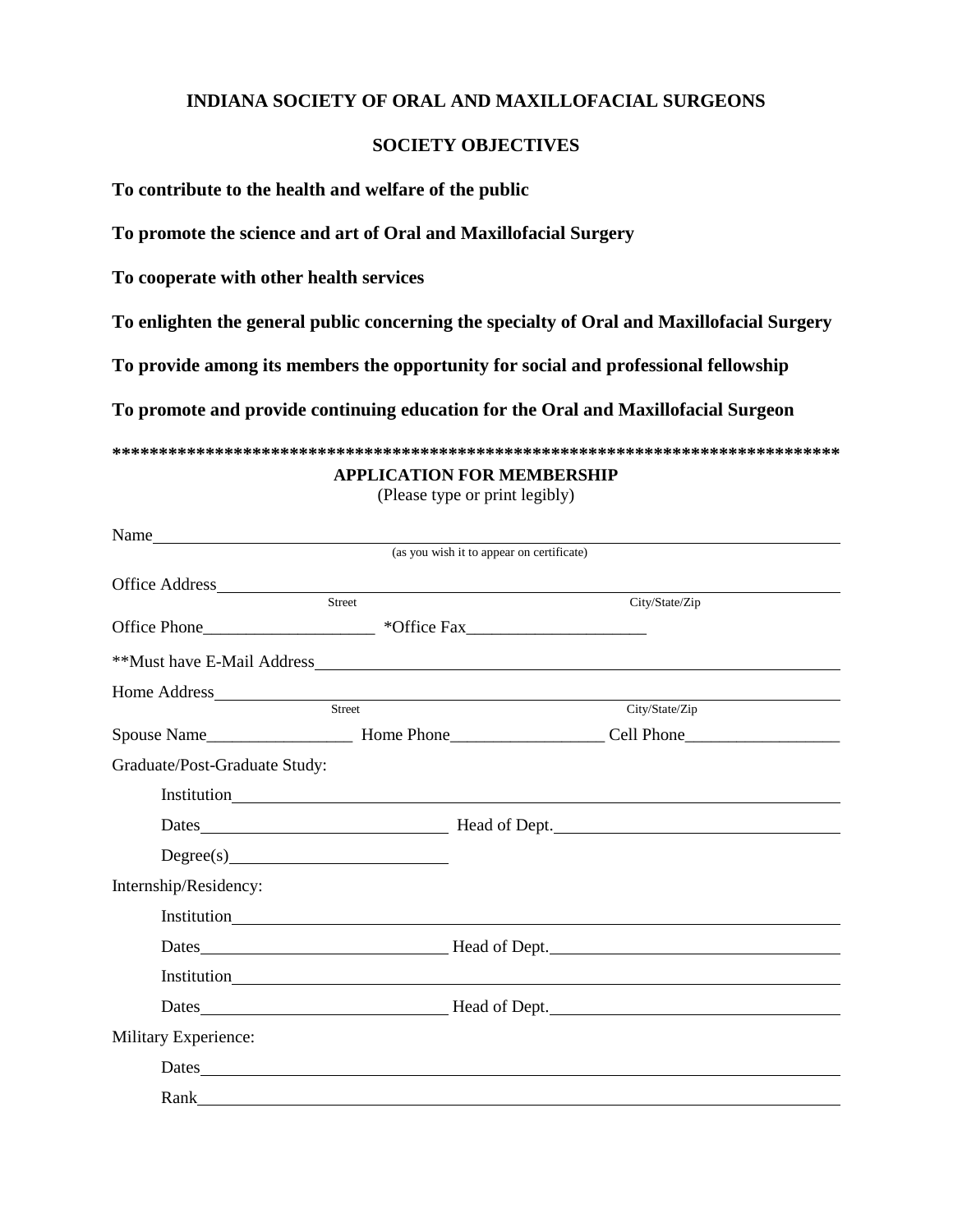**INDIANA SOCIETY OF ORAL AND MAXILLOFACIAL SURGEONS**

**SOCIETY OBJECTIVES**

**To contribute to the health and welfare of the public**

**To promote the science and art of Oral and Maxillofacial Surgery**

**To cooperate with other health services**

**To enlighten the general public concerning the specialty of Oral and Maxillofacial Surgery**

**To provide among its members the opportunity for social and professional fellowship**

**To promote and provide continuing education for the Oral and Maxillofacial Surgeon**

**********************************************************************************

**APPLICATION FOR MEMBERSHIP**

(Please type or print legibly)

Name________________________________________________________________
(as you wish it to appear on certificate)

Office Address_________________________________________________________
Street City/State/Zip

Office Phone___________________ *Office Fax____________________

**Must have E-Mail Address_______________________________________________

Home Address__________________________________________________________
Street City/State/Zip

Spouse Name________________ Home Phone_________________ Cell Phone_________________

Graduate/Post-Graduate Study:

Institution____________________________________________________________

Dates____________________________ Head of Dept.________________________________

Degree(s)_________________________

Internship/Residency:

Institution____________________________________________________________

Dates____________________________ Head of Dept.________________________________

Institution____________________________________________________________

Dates____________________________ Head of Dept.________________________________

Military Experience:

Dates_________________________________________________________________

Rank_________________________________________________________________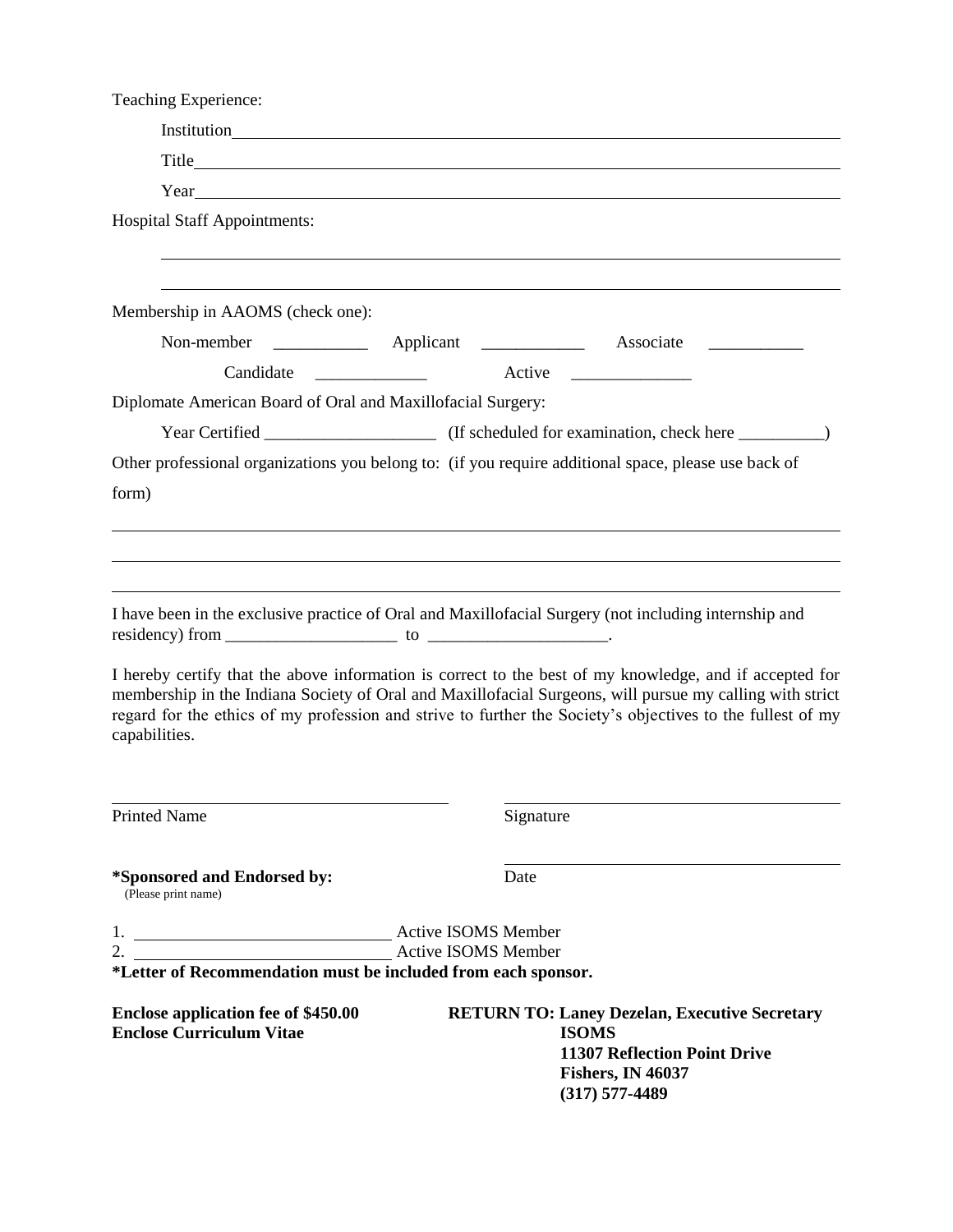Teaching Experience:

Institution ______________________________________________

Title ______________________________________________

Year ______________________________________________

Hospital Staff Appointments:

______________________________________________

______________________________________________

Membership in AAOMS (check one):

Non-member ___________ Applicant ____________ Associate ___________

Candidate _____________ Active ______________

Diplomate American Board of Oral and Maxillofacial Surgery:

Year Certified ____________________ (If scheduled for examination, check here __________)

Other professional organizations you belong to: (if you require additional space, please use back of form)

______________________________________________

______________________________________________

______________________________________________

I have been in the exclusive practice of Oral and Maxillofacial Surgery (not including internship and residency) from ____________________ to _____________________.

I hereby certify that the above information is correct to the best of my knowledge, and if accepted for membership in the Indiana Society of Oral and Maxillofacial Surgeons, will pursue my calling with strict regard for the ethics of my profession and strive to further the Society's objectives to the fullest of my capabilities.

______________________________ ______________________________

Printed Name Signature

______________________________

**\*Sponsored and Endorsed by:** Date

(Please print name)

1. ______________________________ Active ISOMS Member
2. ______________________________ Active ISOMS Member

**\*Letter of Recommendation must be included from each sponsor.**

**Enclose application fee of $450.00**
**Enclose Curriculum Vitae**

**RETURN TO: Laney Dezelan, Executive Secretary**
**ISOMS**
**11307 Reflection Point Drive**
**Fishers, IN 46037**
**(317) 577-4489**